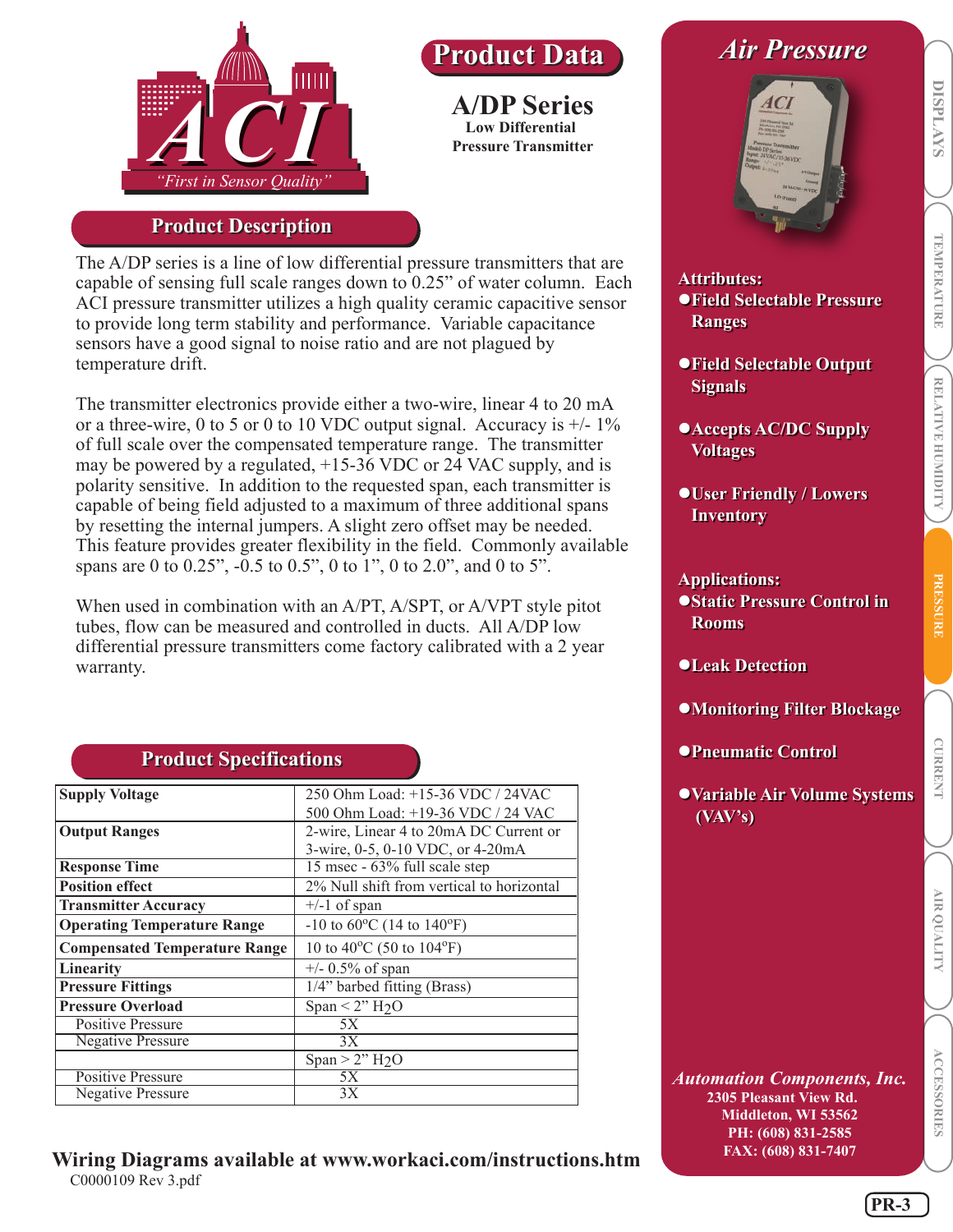# Product Data

## A/DP Series

**Low Differential Pressure Transmitter**

## Product Description

The A/DP series is a line of low differential pressure transmitters that are capable of sensing full scale ranges down to 0.25" of water column. Each ACI pressure transmitter utilizes a high quality ceramic capacitive sensor to provide long term stability and performance. Variable capacitance sensors have a good signal to noise ratio and are not plagued by temperature drift.

The transmitter electronics provide either a two-wire, linear 4 to 20 mA or a three-wire, 0 to 5 or 0 to 10 VDC output signal. Accuracy is +/- 1% of full scale over the compensated temperature range. The transmitter may be powered by a regulated, +15-36 VDC or 24 VAC supply, and is polarity sensitive. In addition to the requested span, each transmitter is capable of being field adjusted to a maximum of three additional spans by resetting the internal jumpers. A slight zero offset may be needed. This feature provides greater flexibility in the field. Commonly available spans are 0 to 0.25", -0.5 to 0.5", 0 to 1", 0 to 2.0", and 0 to 5".

When used in combination with an A/PT, A/SPT, or A/VPT style pitot tubes, flow can be measured and controlled in ducts. All A/DP low differential pressure transmitters come factory calibrated with a 2 year warranty.

## Product Specifications

| | |
|---|---|
| **Supply Voltage** | 250 Ohm Load: +15-36 VDC / 24VAC<br>500 Ohm Load: +19-36 VDC / 24 VAC |
| **Output Ranges** | 2-wire, Linear 4 to 20mA DC Current or<br>3-wire, 0-5, 0-10 VDC, or 4-20mA |
| **Response Time** | 15 msec - 63% full scale step |
| **Position effect** | 2% Null shift from vertical to horizontal |
| **Transmitter Accuracy** | +/-1 of span |
| **Operating Temperature Range** | -10 to 60ºC (14 to 140ºF) |
| **Compensated Temperature Range** | 10 to 40ºC (50 to 104ºF) |
| **Linearity** | +/- 0.5% of span |
| **Pressure Fittings** | 1/4" barbed fitting (Brass) |
| **Pressure Overload** | Span < 2" $H_2O$ |
| Positive Pressure | 5X |
| Negative Pressure | 3X |
| | Span > 2" $H_2O$ |
| Positive Pressure | 5X |
| Negative Pressure | 3X |

**Wiring Diagrams available at www.workaci.com/instructions.htm**

C0000109 Rev 3.pdf

## Air Pressure

**Attributes:**
- **Field Selectable Pressure Ranges**
- **Field Selectable Output Signals**
- **Accepts AC/DC Supply Voltages**
- **User Friendly / Lowers Inventory**

**Applications:**
- **Static Pressure Control in Rooms**
- **Leak Detection**
- **Monitoring Filter Blockage**
- **Pneumatic Control**
- **Variable Air Volume Systems (VAV's)**

*Automation Components, Inc.*
**2305 Pleasant View Rd.**
**Middleton, WI 53562**
**PH: (608) 831-2585**
**FAX: (608) 831-7407**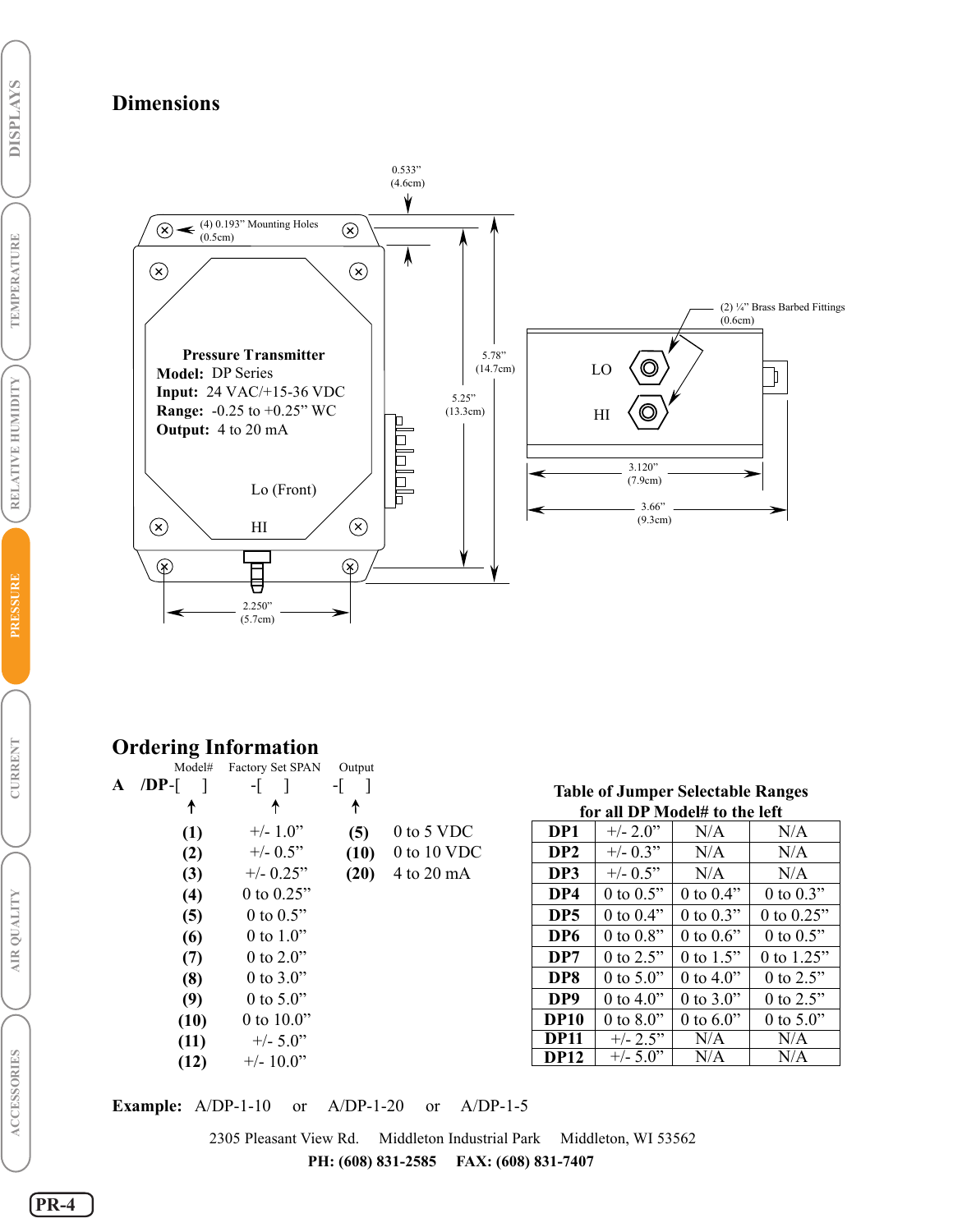## Dimensions

0.533”
(4.6cm)

(4) 0.193” Mounting Holes
(0.5cm)

**Pressure Transmitter**
**Model:** DP Series
**Input:** 24 VAC/+15-36 VDC
**Range:** -0.25 to +0.25” WC
**Output:** 4 to 20 mA

Lo (Front)

HI

5.78”
(14.7cm)

5.25”
(13.3cm)

2.250”
(5.7cm)

(2) ¼” Brass Barbed Fittings
(0.6cm)

LO

HI

3.120”
(7.9cm)

3.66”
(9.3cm)

## Ordering Information

| | Model# | Factory Set SPAN | Output |
|---|---|---|---|
| A | /DP-[ ] | -[ ] | -[ ] |

| Model# | Factory Set SPAN | Output | |
|---|---|---|---|
| **(1)** | +/- 1.0” | **(5)** | 0 to 5 VDC |
| **(2)** | +/- 0.5” | **(10)** | 0 to 10 VDC |
| **(3)** | +/- 0.25” | **(20)** | 4 to 20 mA |
| **(4)** | 0 to 0.25” | | |
| **(5)** | 0 to 0.5” | | |
| **(6)** | 0 to 1.0” | | |
| **(7)** | 0 to 2.0” | | |
| **(8)** | 0 to 3.0” | | |
| **(9)** | 0 to 5.0” | | |
| **(10)** | 0 to 10.0” | | |
| **(11)** | +/- 5.0” | | |
| **(12)** | +/- 10.0” | | |

**Table of Jumper Selectable Ranges for all DP Model# to the left**

| | | | |
|---|---|---|---|
| **DP1** | +/- 2.0” | N/A | N/A |
| **DP2** | +/- 0.3” | N/A | N/A |
| **DP3** | +/- 0.5” | N/A | N/A |
| **DP4** | 0 to 0.5” | 0 to 0.4” | 0 to 0.3” |
| **DP5** | 0 to 0.4” | 0 to 0.3” | 0 to 0.25” |
| **DP6** | 0 to 0.8” | 0 to 0.6” | 0 to 0.5” |
| **DP7** | 0 to 2.5” | 0 to 1.5” | 0 to 1.25” |
| **DP8** | 0 to 5.0” | 0 to 4.0” | 0 to 2.5” |
| **DP9** | 0 to 4.0” | 0 to 3.0” | 0 to 2.5” |
| **DP10** | 0 to 8.0” | 0 to 6.0” | 0 to 5.0” |
| **DP11** | +/- 2.5” | N/A | N/A |
| **DP12** | +/- 5.0” | N/A | N/A |

**Example:** A/DP-1-10 or A/DP-1-20 or A/DP-1-5

2305 Pleasant View Rd. Middleton Industrial Park Middleton, WI 53562
**PH: (608) 831-2585 FAX: (608) 831-7407**